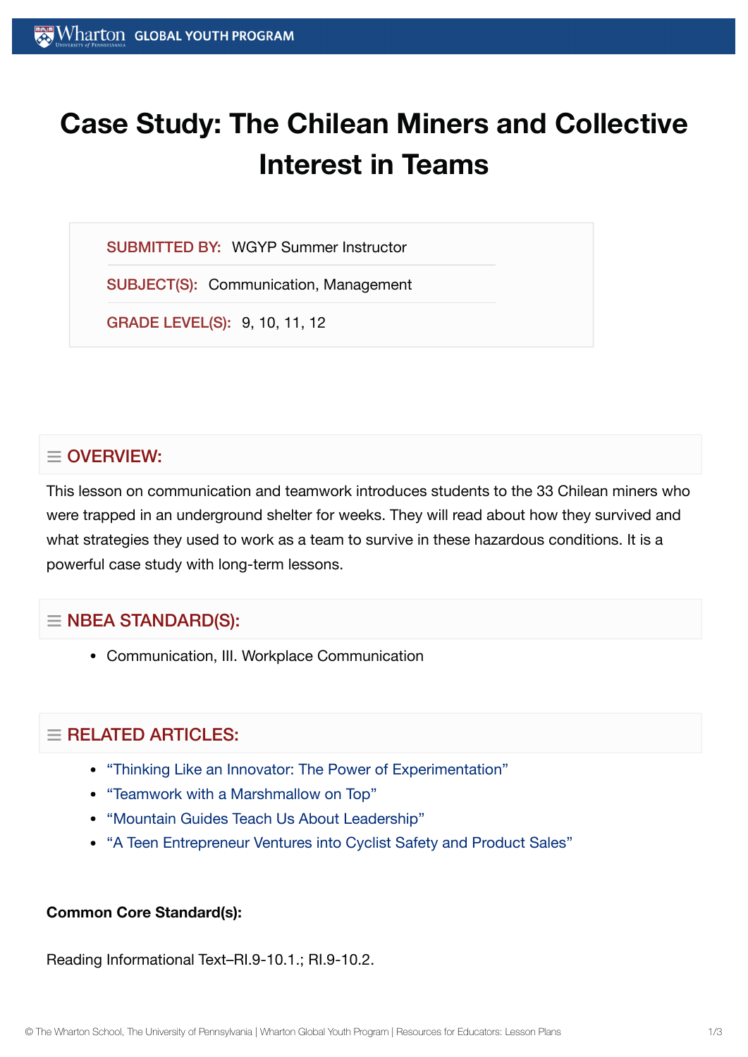# Case Study: The Chilean Miners and Collective Interest in Teams

**SUBMITTED BY:** WGYP Summer Instructor

**SUBJECT(S):** Communication, Management

**GRADE LEVEL(S):** 9, 10, 11, 12

## OVERVIEW:

This lesson on communication and teamwork introduces students to the 33 Chilean miners who were trapped in an underground shelter for weeks. They will read about how they survived and what strategies they used to work as a team to survive in these hazardous conditions. It is a powerful case study with long-term lessons.

## NBEA STANDARD(S):

- Communication, III. Workplace Communication

## RELATED ARTICLES:

- "Thinking Like an Innovator: The Power of Experimentation"
- "Teamwork with a Marshmallow on Top"
- "Mountain Guides Teach Us About Leadership"
- "A Teen Entrepreneur Ventures into Cyclist Safety and Product Sales"

**Common Core Standard(s):**

Reading Informational Text–RI.9-10.1.; RI.9-10.2.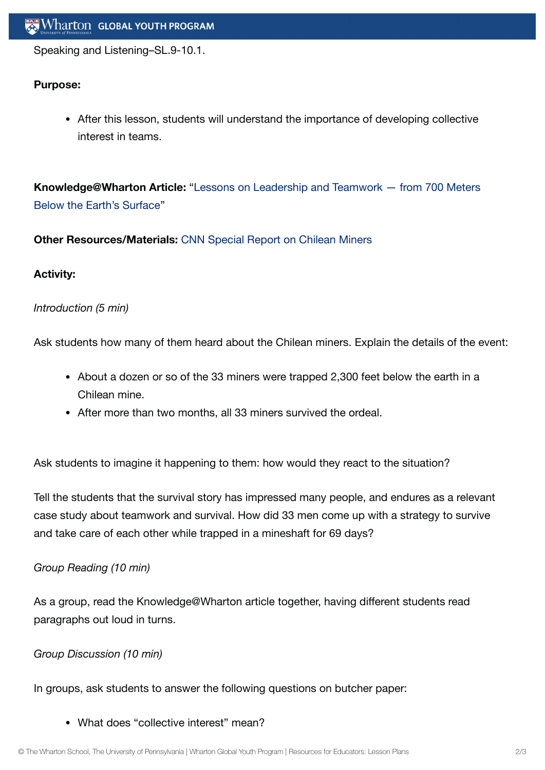Speaking and Listening–SL.9-10.1.

**Purpose:**

- After this lesson, students will understand the importance of developing collective interest in teams.

**Knowledge@Wharton Article:** "Lessons on Leadership and Teamwork — from 700 Meters Below the Earth's Surface"

**Other Resources/Materials:** CNN Special Report on Chilean Miners

**Activity:**

*Introduction (5 min)*

Ask students how many of them heard about the Chilean miners. Explain the details of the event:

- About a dozen or so of the 33 miners were trapped 2,300 feet below the earth in a Chilean mine.
- After more than two months, all 33 miners survived the ordeal.

Ask students to imagine it happening to them: how would they react to the situation?

Tell the students that the survival story has impressed many people, and endures as a relevant case study about teamwork and survival. How did 33 men come up with a strategy to survive and take care of each other while trapped in a mineshaft for 69 days?

*Group Reading (10 min)*

As a group, read the Knowledge@Wharton article together, having different students read paragraphs out loud in turns.

*Group Discussion (10 min)*

In groups, ask students to answer the following questions on butcher paper:

- What does "collective interest" mean?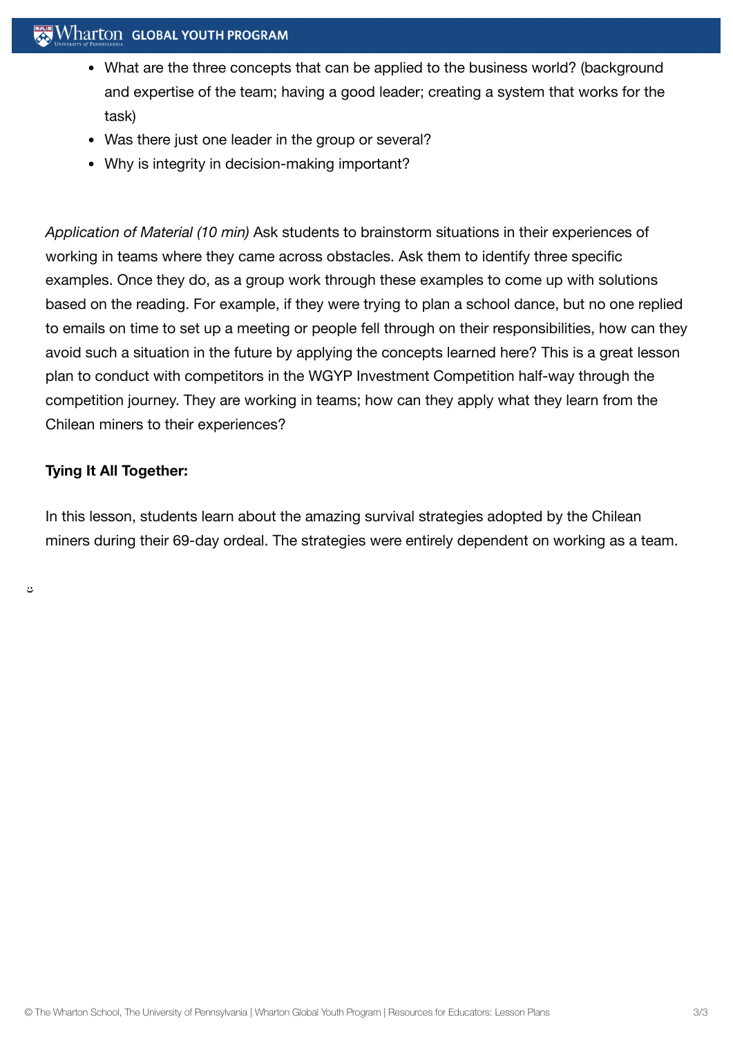- What are the three concepts that can be applied to the business world? (background and expertise of the team; having a good leader; creating a system that works for the task)
- Was there just one leader in the group or several?
- Why is integrity in decision-making important?

*Application of Material (10 min)* Ask students to brainstorm situations in their experiences of working in teams where they came across obstacles. Ask them to identify three specific examples. Once they do, as a group work through these examples to come up with solutions based on the reading. For example, if they were trying to plan a school dance, but no one replied to emails on time to set up a meeting or people fell through on their responsibilities, how can they avoid such a situation in the future by applying the concepts learned here? This is a great lesson plan to conduct with competitors in the WGYP Investment Competition half-way through the competition journey. They are working in teams; how can they apply what they learn from the Chilean miners to their experiences?

**Tying It All Together:**

In this lesson, students learn about the amazing survival strategies adopted by the Chilean miners during their 69-day ordeal. The strategies were entirely dependent on working as a team.